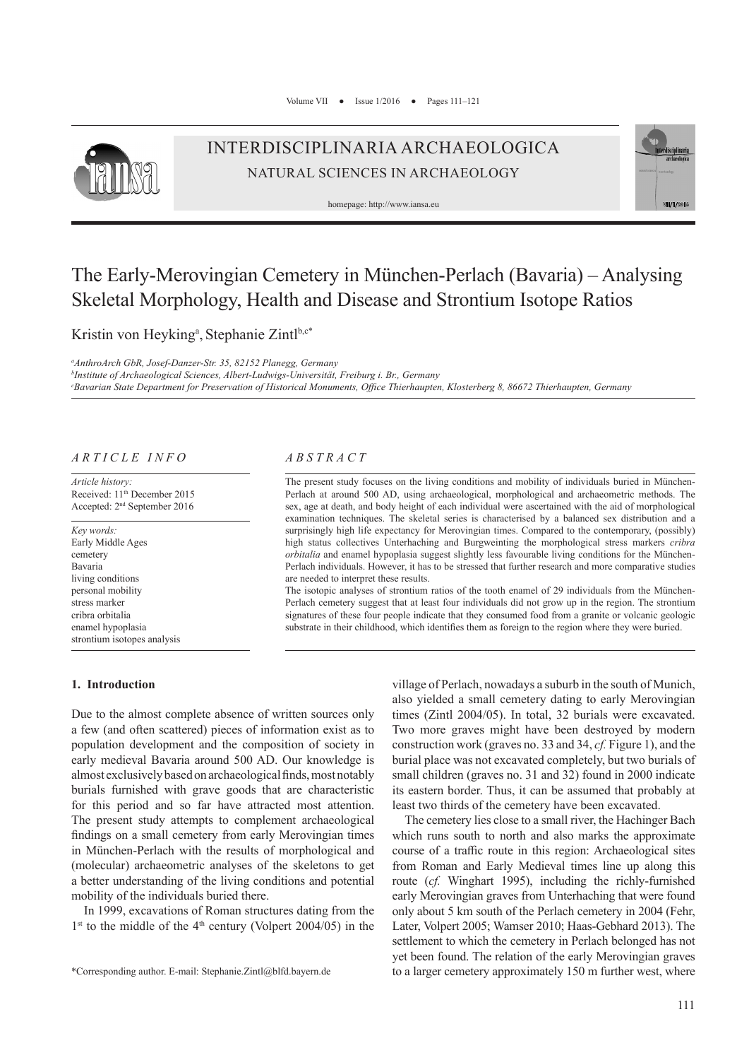# The Early-Merovingian Cemetery in München-Perlach (Bavaria) – Analysing Skeletal Morphology, Health and Disease and Strontium Isotope Ratios

Kristin von Heyking[a], Stephanie Zintl[b,c*]

[a]AnthroArch GbR, Josef-Danzer-Str. 35, 82152 Planegg, Germany
[b]Institute of Archaeological Sciences, Albert-Ludwigs-Universität, Freiburg i. Br., Germany
[c]Bavarian State Department for Preservation of Historical Monuments, Office Thierhaupten, Klosterberg 8, 86672 Thierhaupten, Germany

## ARTICLE INFO

*Article history:*
Received: 11th December 2015
Accepted: 2nd September 2016

*Key words:*
Early Middle Ages
cemetery
Bavaria
living conditions
personal mobility
stress marker
cribra orbitalia
enamel hypoplasia
strontium isotopes analysis

## ABSTRACT

The present study focuses on the living conditions and mobility of individuals buried in München-Perlach at around 500 AD, using archaeological, morphological and archaeometric methods. The sex, age at death, and body height of each individual were ascertained with the aid of morphological examination techniques. The skeletal series is characterised by a balanced sex distribution and a surprisingly high life expectancy for Merovingian times. Compared to the contemporary, (possibly) high status collectives Unterhaching and Burgweinting the morphological stress markers *cribra orbitalia* and enamel hypoplasia suggest slightly less favourable living conditions for the München-Perlach individuals. However, it has to be stressed that further research and more comparative studies are needed to interpret these results.

The isotopic analyses of strontium ratios of the tooth enamel of 29 individuals from the München-Perlach cemetery suggest that at least four individuals did not grow up in the region. The strontium signatures of these four people indicate that they consumed food from a granite or volcanic geologic substrate in their childhood, which identifies them as foreign to the region where they were buried.

## 1. Introduction

Due to the almost complete absence of written sources only a few (and often scattered) pieces of information exist as to population development and the composition of society in early medieval Bavaria around 500 AD. Our knowledge is almost exclusively based on archaeological finds, most notably burials furnished with grave goods that are characteristic for this period and so far have attracted most attention. The present study attempts to complement archaeological findings on a small cemetery from early Merovingian times in München-Perlach with the results of morphological and (molecular) archaeometric analyses of the skeletons to get a better understanding of the living conditions and potential mobility of the individuals buried there.

In 1999, excavations of Roman structures dating from the 1st to the middle of the 4th century (Volpert 2004/05) in the village of Perlach, nowadays a suburb in the south of Munich, also yielded a small cemetery dating to early Merovingian times (Zintl 2004/05). In total, 32 burials were excavated. Two more graves might have been destroyed by modern construction work (graves no. 33 and 34, *cf.* Figure 1), and the burial place was not excavated completely, but two burials of small children (graves no. 31 and 32) found in 2000 indicate its eastern border. Thus, it can be assumed that probably at least two thirds of the cemetery have been excavated.

The cemetery lies close to a small river, the Hachinger Bach which runs south to north and also marks the approximate course of a traffic route in this region: Archaeological sites from Roman and Early Medieval times line up along this route (*cf.* Winghart 1995), including the richly-furnished early Merovingian graves from Unterhaching that were found only about 5 km south of the Perlach cemetery in 2004 (Fehr, Later, Volpert 2005; Wamser 2010; Haas-Gebhard 2013). The settlement to which the cemetery in Perlach belonged has not yet been found. The relation of the early Merovingian graves to a larger cemetery approximately 150 m further west, where

*Corresponding author. E-mail: Stephanie.Zintl@blfd.bayern.de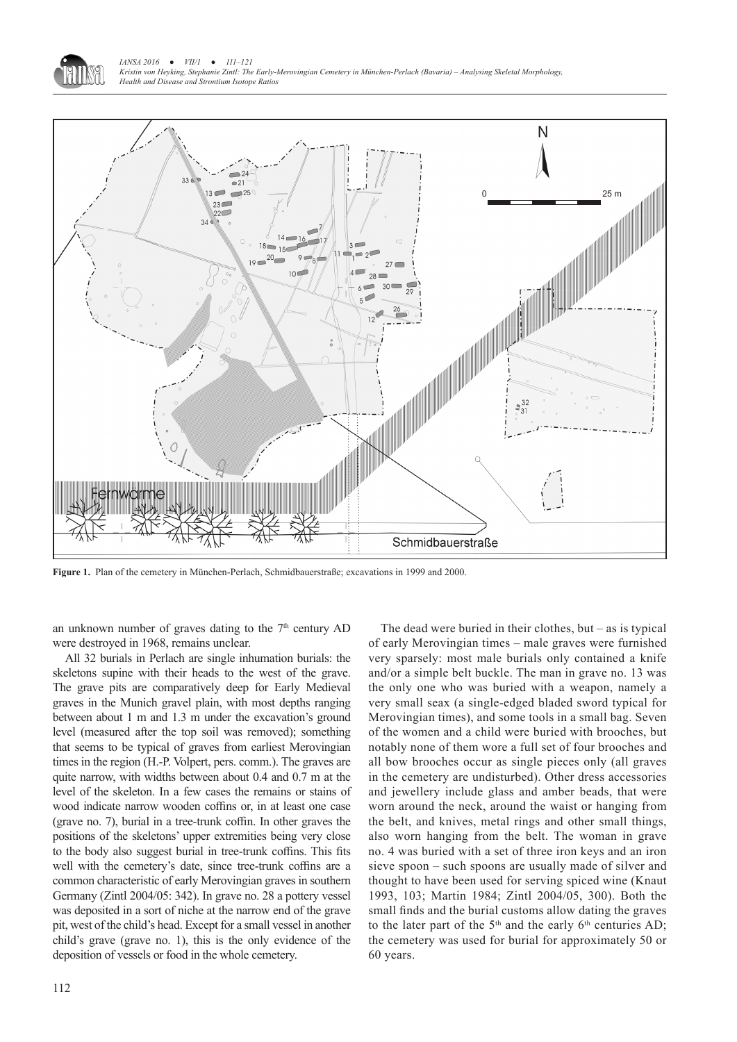**Figure 1.** Plan of the cemetery in München-Perlach, Schmidbauerstraße; excavations in 1999 and 2000.

an unknown number of graves dating to the 7th century AD were destroyed in 1968, remains unclear.

All 32 burials in Perlach are single inhumation burials: the skeletons supine with their heads to the west of the grave. The grave pits are comparatively deep for Early Medieval graves in the Munich gravel plain, with most depths ranging between about 1 m and 1.3 m under the excavation's ground level (measured after the top soil was removed); something that seems to be typical of graves from earliest Merovingian times in the region (H.-P. Volpert, pers. comm.). The graves are quite narrow, with widths between about 0.4 and 0.7 m at the level of the skeleton. In a few cases the remains or stains of wood indicate narrow wooden coffins or, in at least one case (grave no. 7), burial in a tree-trunk coffin. In other graves the positions of the skeletons' upper extremities being very close to the body also suggest burial in tree-trunk coffins. This fits well with the cemetery's date, since tree-trunk coffins are a common characteristic of early Merovingian graves in southern Germany (Zintl 2004/05: 342). In grave no. 28 a pottery vessel was deposited in a sort of niche at the narrow end of the grave pit, west of the child's head. Except for a small vessel in another child's grave (grave no. 1), this is the only evidence of the deposition of vessels or food in the whole cemetery.

The dead were buried in their clothes, but – as is typical of early Merovingian times – male graves were furnished very sparsely: most male burials only contained a knife and/or a simple belt buckle. The man in grave no. 13 was the only one who was buried with a weapon, namely a very small seax (a single-edged bladed sword typical for Merovingian times), and some tools in a small bag. Seven of the women and a child were buried with brooches, but notably none of them wore a full set of four brooches and all bow brooches occur as single pieces only (all graves in the cemetery are undisturbed). Other dress accessories and jewellery include glass and amber beads, that were worn around the neck, around the waist or hanging from the belt, and knives, metal rings and other small things, also worn hanging from the belt. The woman in grave no. 4 was buried with a set of three iron keys and an iron sieve spoon – such spoons are usually made of silver and thought to have been used for serving spiced wine (Knaut 1993, 103; Martin 1984; Zintl 2004/05, 300). Both the small finds and the burial customs allow dating the graves to the later part of the 5th and the early 6th centuries AD; the cemetery was used for burial for approximately 50 or 60 years.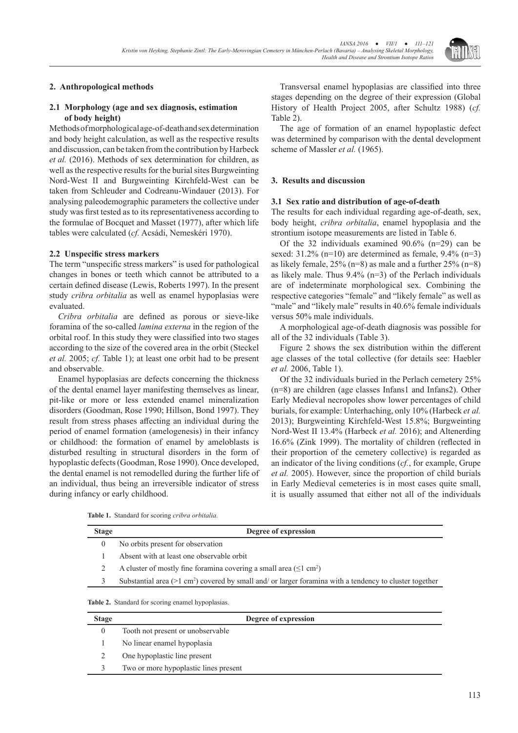## 2. Anthropological methods

### 2.1 Morphology (age and sex diagnosis, estimation of body height)

Methods of morphological age-of-death and sex determination and body height calculation, as well as the respective results and discussion, can be taken from the contribution by Harbeck *et al.* (2016). Methods of sex determination for children, as well as the respective results for the burial sites Burgweinting Nord-West II and Burgweinting Kirchfeld-West can be taken from Schleuder and Codreanu-Windauer (2013). For analysing paleodemographic parameters the collective under study was first tested as to its representativeness according to the formulae of Bocquet and Masset (1977), after which life tables were calculated (*cf.* Acsádi, Nemeskéri 1970).

### 2.2 Unspecific stress markers

The term "unspecific stress markers" is used for pathological changes in bones or teeth which cannot be attributed to a certain defined disease (Lewis, Roberts 1997). In the present study *cribra orbitalia* as well as enamel hypoplasias were evaluated.

*Cribra orbitalia* are defined as porous or sieve-like foramina of the so-called *lamina externa* in the region of the orbital roof. In this study they were classified into two stages according to the size of the covered area in the orbit (Steckel *et al.* 2005; *cf.* Table 1); at least one orbit had to be present and observable.

Enamel hypoplasias are defects concerning the thickness of the dental enamel layer manifesting themselves as linear, pit-like or more or less extended enamel mineralization disorders (Goodman, Rose 1990; Hillson, Bond 1997). They result from stress phases affecting an individual during the period of enamel formation (amelogenesis) in their infancy or childhood: the formation of enamel by ameloblasts is disturbed resulting in structural disorders in the form of hypoplastic defects (Goodman, Rose 1990). Once developed, the dental enamel is not remodelled during the further life of an individual, thus being an irreversible indicator of stress during infancy or early childhood.

Transversal enamel hypoplasias are classified into three stages depending on the degree of their expression (Global History of Health Project 2005, after Schultz 1988) (*cf.* Table 2).

The age of formation of an enamel hypoplastic defect was determined by comparison with the dental development scheme of Massler *et al.* (1965).

## 3. Results and discussion

### 3.1 Sex ratio and distribution of age-of-death

The results for each individual regarding age-of-death, sex, body height, *cribra orbitalia*, enamel hypoplasia and the strontium isotope measurements are listed in Table 6.

Of the 32 individuals examined 90.6% (n=29) can be sexed: 31.2% (n=10) are determined as female, 9.4% (n=3) as likely female, 25% (n=8) as male and a further 25% (n=8) as likely male. Thus 9.4% (n=3) of the Perlach individuals are of indeterminate morphological sex. Combining the respective categories "female" and "likely female" as well as "male" and "likely male" results in 40.6% female individuals versus 50% male individuals.

A morphological age-of-death diagnosis was possible for all of the 32 individuals (Table 3).

Figure 2 shows the sex distribution within the different age classes of the total collective (for details see: Haebler *et al.* 2006, Table 1).

Of the 32 individuals buried in the Perlach cemetery 25% (n=8) are children (age classes Infans1 and Infans2). Other Early Medieval necropoles show lower percentages of child burials, for example: Unterhaching, only 10% (Harbeck *et al.* 2013); Burgweinting Kirchfeld-West 15.8%; Burgweinting Nord-West II 13.4% (Harbeck *et al.* 2016); and Altenerding 16.6% (Zink 1999). The mortality of children (reflected in their proportion of the cemetery collective) is regarded as an indicator of the living conditions (*cf.*, for example, Grupe *et al.* 2005). However, since the proportion of child burials in Early Medieval cemeteries is in most cases quite small, it is usually assumed that either not all of the individuals

**Table 1.** Standard for scoring *cribra orbitalia.*

| Stage | Degree of expression |
|---|---|
| 0 | No orbits present for observation |
| 1 | Absent with at least one observable orbit |
| 2 | A cluster of mostly fine foramina covering a small area (≤1 cm²) |
| 3 | Substantial area (>1 cm²) covered by small and/ or larger foramina with a tendency to cluster together |

**Table 2.** Standard for scoring enamel hypoplasias.

| Stage | Degree of expression |
|---|---|
| 0 | Tooth not present or unobservable |
| 1 | No linear enamel hypoplasia |
| 2 | One hypoplastic line present |
| 3 | Two or more hypoplastic lines present |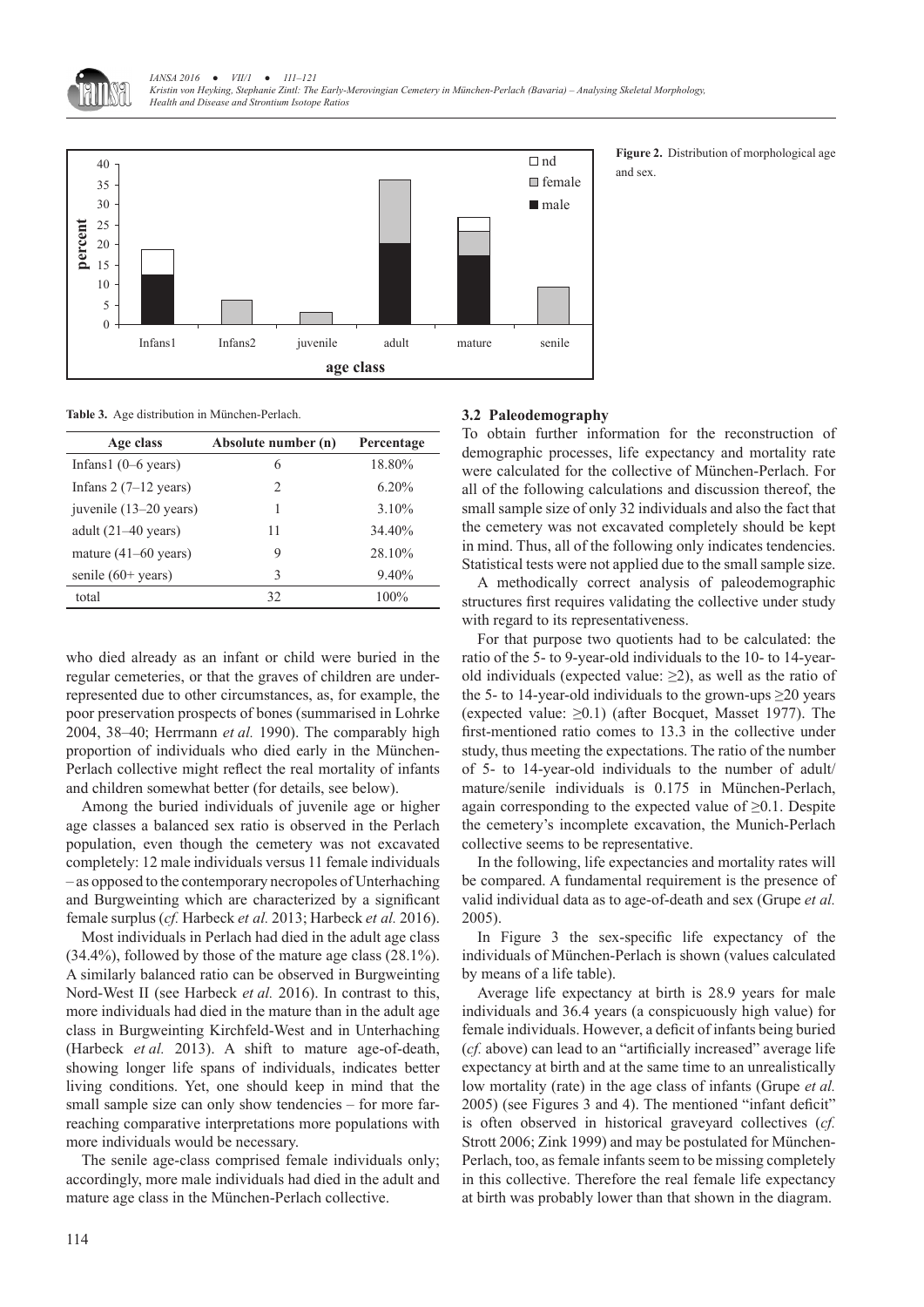**Figure 2.** Distribution of morphological age and sex.

**Table 3.** Age distribution in München-Perlach.

| Age class | Absolute number (n) | Percentage |
|---|---|---|
| Infans1 (0–6 years) | 6 | 18.80% |
| Infans 2 (7–12 years) | 2 | 6.20% |
| juvenile (13–20 years) | 1 | 3.10% |
| adult (21–40 years) | 11 | 34.40% |
| mature (41–60 years) | 9 | 28.10% |
| senile (60+ years) | 3 | 9.40% |
| total | 32 | 100% |

who died already as an infant or child were buried in the regular cemeteries, or that the graves of children are under-represented due to other circumstances, as, for example, the poor preservation prospects of bones (summarised in Lohrke 2004, 38–40; Herrmann *et al.* 1990). The comparably high proportion of individuals who died early in the München-Perlach collective might reflect the real mortality of infants and children somewhat better (for details, see below).

Among the buried individuals of juvenile age or higher age classes a balanced sex ratio is observed in the Perlach population, even though the cemetery was not excavated completely: 12 male individuals versus 11 female individuals – as opposed to the contemporary necropoles of Unterhaching and Burgweinting which are characterized by a significant female surplus (*cf.* Harbeck *et al.* 2013; Harbeck *et al.* 2016).

Most individuals in Perlach had died in the adult age class (34.4%), followed by those of the mature age class (28.1%). A similarly balanced ratio can be observed in Burgweinting Nord-West II (see Harbeck *et al.* 2016). In contrast to this, more individuals had died in the mature than in the adult age class in Burgweinting Kirchfeld-West and in Unterhaching (Harbeck *et al.* 2013). A shift to mature age-of-death, showing longer life spans of individuals, indicates better living conditions. Yet, one should keep in mind that the small sample size can only show tendencies – for more far-reaching comparative interpretations more populations with more individuals would be necessary.

The senile age-class comprised female individuals only; accordingly, more male individuals had died in the adult and mature age class in the München-Perlach collective.

### 3.2 Paleodemography

To obtain further information for the reconstruction of demographic processes, life expectancy and mortality rate were calculated for the collective of München-Perlach. For all of the following calculations and discussion thereof, the small sample size of only 32 individuals and also the fact that the cemetery was not excavated completely should be kept in mind. Thus, all of the following only indicates tendencies. Statistical tests were not applied due to the small sample size.

A methodically correct analysis of paleodemographic structures first requires validating the collective under study with regard to its representativeness.

For that purpose two quotients had to be calculated: the ratio of the 5- to 9-year-old individuals to the 10- to 14-year-old individuals (expected value: $\geq 2$), as well as the ratio of the 5- to 14-year-old individuals to the grown-ups $\geq 20$ years (expected value: $\geq 0.1$) (after Bocquet, Masset 1977). The first-mentioned ratio comes to 13.3 in the collective under study, thus meeting the expectations. The ratio of the number of 5- to 14-year-old individuals to the number of adult/mature/senile individuals is 0.175 in München-Perlach, again corresponding to the expected value of $\geq 0.1$. Despite the cemetery's incomplete excavation, the Munich-Perlach collective seems to be representative.

In the following, life expectancies and mortality rates will be compared. A fundamental requirement is the presence of valid individual data as to age-of-death and sex (Grupe *et al.* 2005).

In Figure 3 the sex-specific life expectancy of the individuals of München-Perlach is shown (values calculated by means of a life table).

Average life expectancy at birth is 28.9 years for male individuals and 36.4 years (a conspicuously high value) for female individuals. However, a deficit of infants being buried (*cf.* above) can lead to an "artificially increased" average life expectancy at birth and at the same time to an unrealistically low mortality (rate) in the age class of infants (Grupe *et al.* 2005) (see Figures 3 and 4). The mentioned "infant deficit" is often observed in historical graveyard collectives (*cf.* Strott 2006; Zink 1999) and may be postulated for München-Perlach, too, as female infants seem to be missing completely in this collective. Therefore the real female life expectancy at birth was probably lower than that shown in the diagram.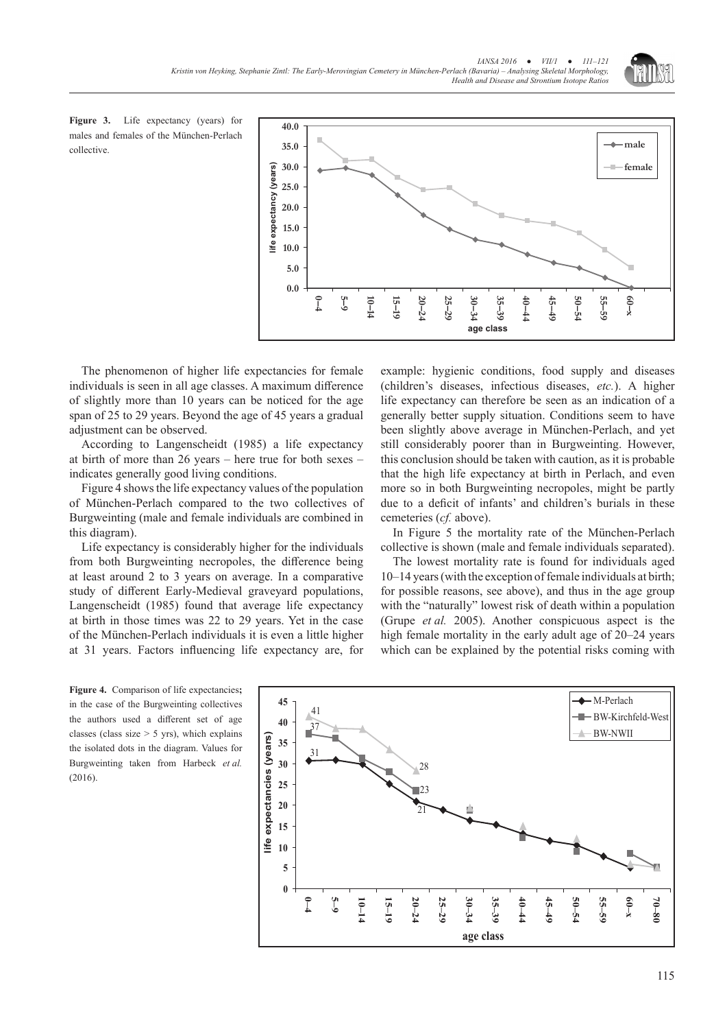**Figure 3.** Life expectancy (years) for males and females of the München-Perlach collective.

**Figure 4.** Comparison of life expectancies**;** in the case of the Burgweinting collectives the authors used a different set of age classes (class size > 5 yrs), which explains the isolated dots in the diagram. Values for Burgweinting taken from Harbeck *et al.* (2016).

The phenomenon of higher life expectancies for female individuals is seen in all age classes. A maximum difference of slightly more than 10 years can be noticed for the age span of 25 to 29 years. Beyond the age of 45 years a gradual adjustment can be observed.

According to Langenscheidt (1985) a life expectancy at birth of more than 26 years – here true for both sexes – indicates generally good living conditions.

Figure 4 shows the life expectancy values of the population of München-Perlach compared to the two collectives of Burgweinting (male and female individuals are combined in this diagram).

Life expectancy is considerably higher for the individuals from both Burgweinting necropoles, the difference being at least around 2 to 3 years on average. In a comparative study of different Early-Medieval graveyard populations, Langenscheidt (1985) found that average life expectancy at birth in those times was 22 to 29 years. Yet in the case of the München-Perlach individuals it is even a little higher at 31 years. Factors influencing life expectancy are, for example: hygienic conditions, food supply and diseases (children's diseases, infectious diseases, *etc.*). A higher life expectancy can therefore be seen as an indication of a generally better supply situation. Conditions seem to have been slightly above average in München-Perlach, and yet still considerably poorer than in Burgweinting. However, this conclusion should be taken with caution, as it is probable that the high life expectancy at birth in Perlach, and even more so in both Burgweinting necropoles, might be partly due to a deficit of infants' and children's burials in these cemeteries (*cf.* above).

In Figure 5 the mortality rate of the München-Perlach collective is shown (male and female individuals separated).

The lowest mortality rate is found for individuals aged 10–14 years (with the exception of female individuals at birth; for possible reasons, see above), and thus in the age group with the "naturally" lowest risk of death within a population (Grupe *et al.* 2005). Another conspicuous aspect is the high female mortality in the early adult age of 20–24 years which can be explained by the potential risks coming with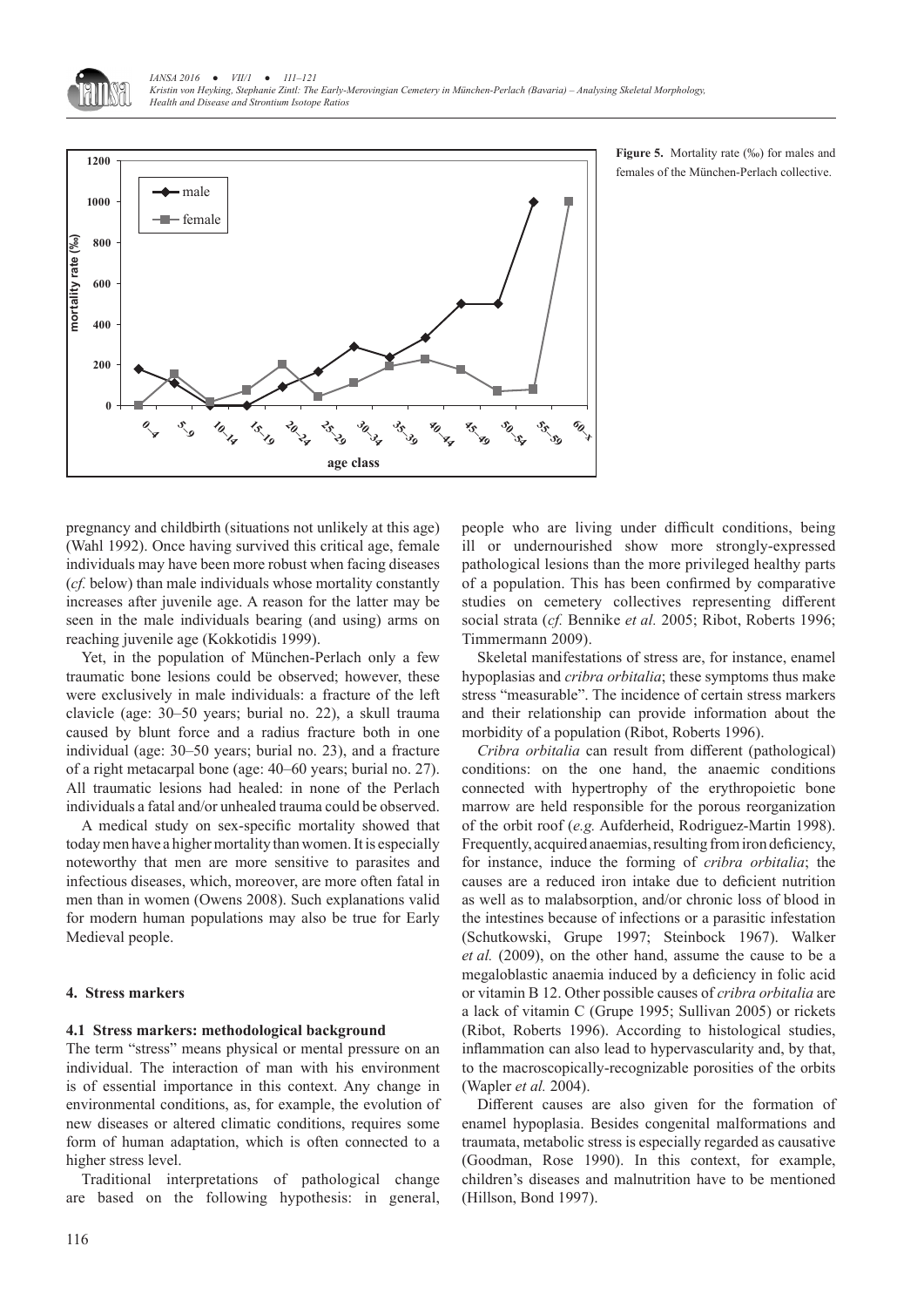**Figure 5.** Mortality rate (‰) for males and females of the München-Perlach collective.

pregnancy and childbirth (situations not unlikely at this age) (Wahl 1992). Once having survived this critical age, female individuals may have been more robust when facing diseases (*cf.* below) than male individuals whose mortality constantly increases after juvenile age. A reason for the latter may be seen in the male individuals bearing (and using) arms on reaching juvenile age (Kokkotidis 1999).

Yet, in the population of München-Perlach only a few traumatic bone lesions could be observed; however, these were exclusively in male individuals: a fracture of the left clavicle (age: 30–50 years; burial no. 22), a skull trauma caused by blunt force and a radius fracture both in one individual (age: 30–50 years; burial no. 23), and a fracture of a right metacarpal bone (age: 40–60 years; burial no. 27). All traumatic lesions had healed: in none of the Perlach individuals a fatal and/or unhealed trauma could be observed.

A medical study on sex-specific mortality showed that today men have a higher mortality than women. It is especially noteworthy that men are more sensitive to parasites and infectious diseases, which, moreover, are more often fatal in men than in women (Owens 2008). Such explanations valid for modern human populations may also be true for Early Medieval people.

## 4. Stress markers

### 4.1 Stress markers: methodological background

The term "stress" means physical or mental pressure on an individual. The interaction of man with his environment is of essential importance in this context. Any change in environmental conditions, as, for example, the evolution of new diseases or altered climatic conditions, requires some form of human adaptation, which is often connected to a higher stress level.

Traditional interpretations of pathological change are based on the following hypothesis: in general, people who are living under difficult conditions, being ill or undernourished show more strongly-expressed pathological lesions than the more privileged healthy parts of a population. This has been confirmed by comparative studies on cemetery collectives representing different social strata (*cf.* Bennike *et al.* 2005; Ribot, Roberts 1996; Timmermann 2009).

Skeletal manifestations of stress are, for instance, enamel hypoplasias and *cribra orbitalia*; these symptoms thus make stress "measurable". The incidence of certain stress markers and their relationship can provide information about the morbidity of a population (Ribot, Roberts 1996).

*Cribra orbitalia* can result from different (pathological) conditions: on the one hand, the anaemic conditions connected with hypertrophy of the erythropoietic bone marrow are held responsible for the porous reorganization of the orbit roof (*e.g.* Aufderheid, Rodriguez-Martin 1998). Frequently, acquired anaemias, resulting from iron deficiency, for instance, induce the forming of *cribra orbitalia*; the causes are a reduced iron intake due to deficient nutrition as well as to malabsorption, and/or chronic loss of blood in the intestines because of infections or a parasitic infestation (Schutkowski, Grupe 1997; Steinbock 1967). Walker *et al.* (2009), on the other hand, assume the cause to be a megaloblastic anaemia induced by a deficiency in folic acid or vitamin B 12. Other possible causes of *cribra orbitalia* are a lack of vitamin C (Grupe 1995; Sullivan 2005) or rickets (Ribot, Roberts 1996). According to histological studies, inflammation can also lead to hypervascularity and, by that, to the macroscopically-recognizable porosities of the orbits (Wapler *et al.* 2004).

Different causes are also given for the formation of enamel hypoplasia. Besides congenital malformations and traumata, metabolic stress is especially regarded as causative (Goodman, Rose 1990). In this context, for example, children's diseases and malnutrition have to be mentioned (Hillson, Bond 1997).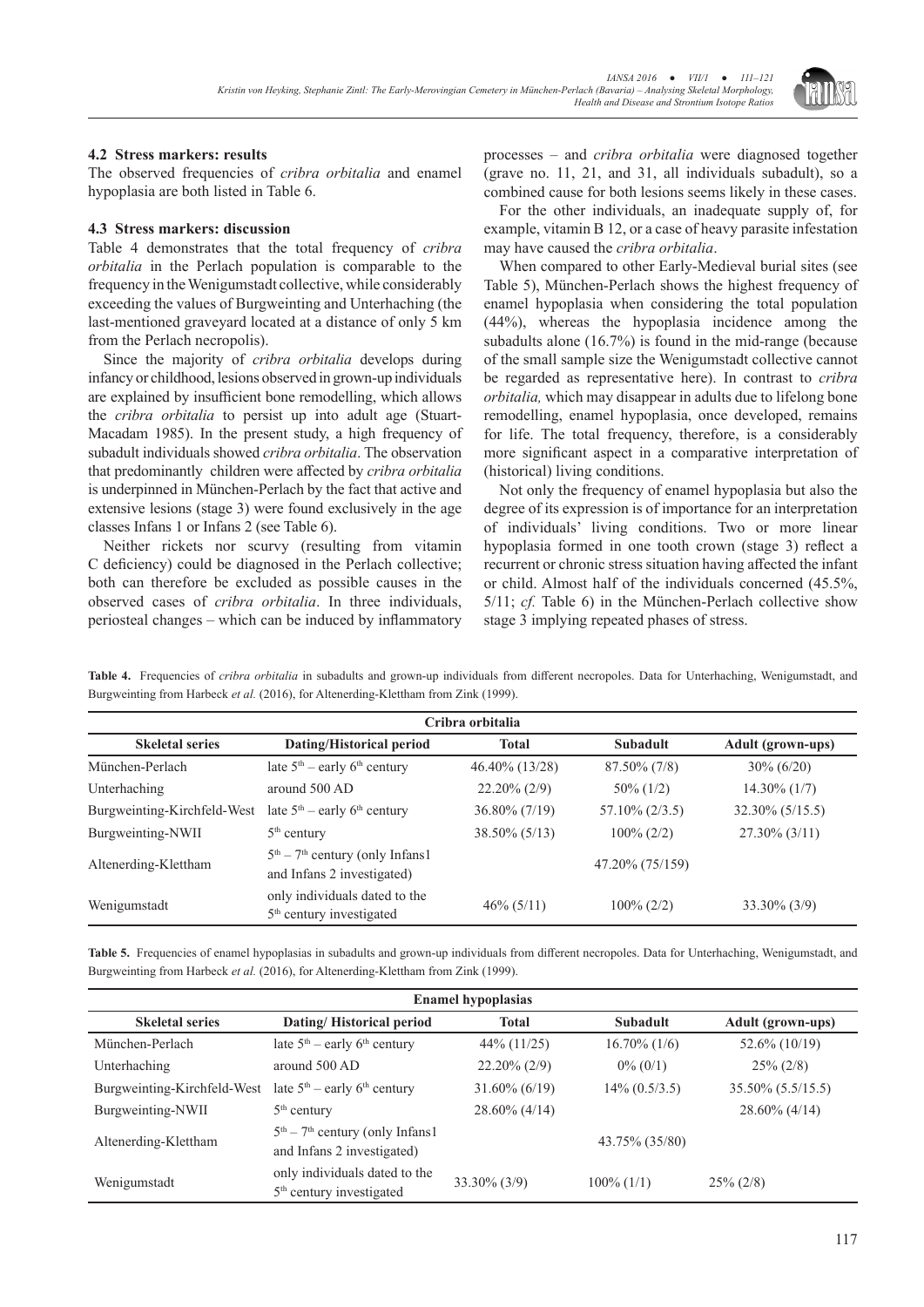### 4.2 Stress markers: results

The observed frequencies of *cribra orbitalia* and enamel hypoplasia are both listed in Table 6.

### 4.3 Stress markers: discussion

Table 4 demonstrates that the total frequency of *cribra orbitalia* in the Perlach population is comparable to the frequency in the Wenigumstadt collective, while considerably exceeding the values of Burgweinting and Unterhaching (the last-mentioned graveyard located at a distance of only 5 km from the Perlach necropolis).

Since the majority of *cribra orbitalia* develops during infancy or childhood, lesions observed in grown-up individuals are explained by insufficient bone remodelling, which allows the *cribra orbitalia* to persist up into adult age (Stuart-Macadam 1985). In the present study, a high frequency of subadult individuals showed *cribra orbitalia*. The observation that predominantly children were affected by *cribra orbitalia* is underpinned in München-Perlach by the fact that active and extensive lesions (stage 3) were found exclusively in the age classes Infans 1 or Infans 2 (see Table 6).

Neither rickets nor scurvy (resulting from vitamin C deficiency) could be diagnosed in the Perlach collective; both can therefore be excluded as possible causes in the observed cases of *cribra orbitalia*. In three individuals, periosteal changes – which can be induced by inflammatory processes – and *cribra orbitalia* were diagnosed together (grave no. 11, 21, and 31, all individuals subadult), so a combined cause for both lesions seems likely in these cases.

For the other individuals, an inadequate supply of, for example, vitamin B 12, or a case of heavy parasite infestation may have caused the *cribra orbitalia*.

When compared to other Early-Medieval burial sites (see Table 5), München-Perlach shows the highest frequency of enamel hypoplasia when considering the total population (44%), whereas the hypoplasia incidence among the subadults alone (16.7%) is found in the mid-range (because of the small sample size the Wenigumstadt collective cannot be regarded as representative here). In contrast to *cribra orbitalia,* which may disappear in adults due to lifelong bone remodelling, enamel hypoplasia, once developed, remains for life. The total frequency, therefore, is a considerably more significant aspect in a comparative interpretation of (historical) living conditions.

Not only the frequency of enamel hypoplasia but also the degree of its expression is of importance for an interpretation of individuals' living conditions. Two or more linear hypoplasia formed in one tooth crown (stage 3) reflect a recurrent or chronic stress situation having affected the infant or child. Almost half of the individuals concerned (45.5%, 5/11; *cf.* Table 6) in the München-Perlach collective show stage 3 implying repeated phases of stress.

**Table 4.** Frequencies of *cribra orbitalia* in subadults and grown-up individuals from different necropoles. Data for Unterhaching, Wenigumstadt, and Burgweinting from Harbeck *et al.* (2016), for Altenerding-Klettham from Zink (1999).

| Cribra orbitalia | | | | |
|---|---|---|---|---|
| **Skeletal series** | **Dating/Historical period** | **Total** | **Subadult** | **Adult (grown-ups)** |
| München-Perlach | late 5th – early 6th century | 46.40% (13/28) | 87.50% (7/8) | 30% (6/20) |
| Unterhaching | around 500 AD | 22.20% (2/9) | 50% (1/2) | 14.30% (1/7) |
| Burgweinting-Kirchfeld-West | late 5th – early 6th century | 36.80% (7/19) | 57.10% (2/3.5) | 32.30% (5/15.5) |
| Burgweinting-NWII | 5th century | 38.50% (5/13) | 100% (2/2) | 27.30% (3/11) |
| Altenerding-Klettham | 5th – 7th century (only Infans1 and Infans 2 investigated) | | 47.20% (75/159) | |
| Wenigumstadt | only individuals dated to the 5th century investigated | 46% (5/11) | 100% (2/2) | 33.30% (3/9) |

**Table 5.** Frequencies of enamel hypoplasias in subadults and grown-up individuals from different necropoles. Data for Unterhaching, Wenigumstadt, and Burgweinting from Harbeck *et al.* (2016), for Altenerding-Klettham from Zink (1999).

| Enamel hypoplasias | | | | |
|---|---|---|---|---|
| **Skeletal series** | **Dating/ Historical period** | **Total** | **Subadult** | **Adult (grown-ups)** |
| München-Perlach | late 5th – early 6th century | 44% (11/25) | 16.70% (1/6) | 52.6% (10/19) |
| Unterhaching | around 500 AD | 22.20% (2/9) | 0% (0/1) | 25% (2/8) |
| Burgweinting-Kirchfeld-West | late 5th – early 6th century | 31.60% (6/19) | 14% (0.5/3.5) | 35.50% (5.5/15.5) |
| Burgweinting-NWII | 5th century | 28.60% (4/14) | | 28.60% (4/14) |
| Altenerding-Klettham | 5th – 7th century (only Infans1 and Infans 2 investigated) | | 43.75% (35/80) | |
| Wenigumstadt | only individuals dated to the 5th century investigated | 33.30% (3/9) | 100% (1/1) | 25% (2/8) |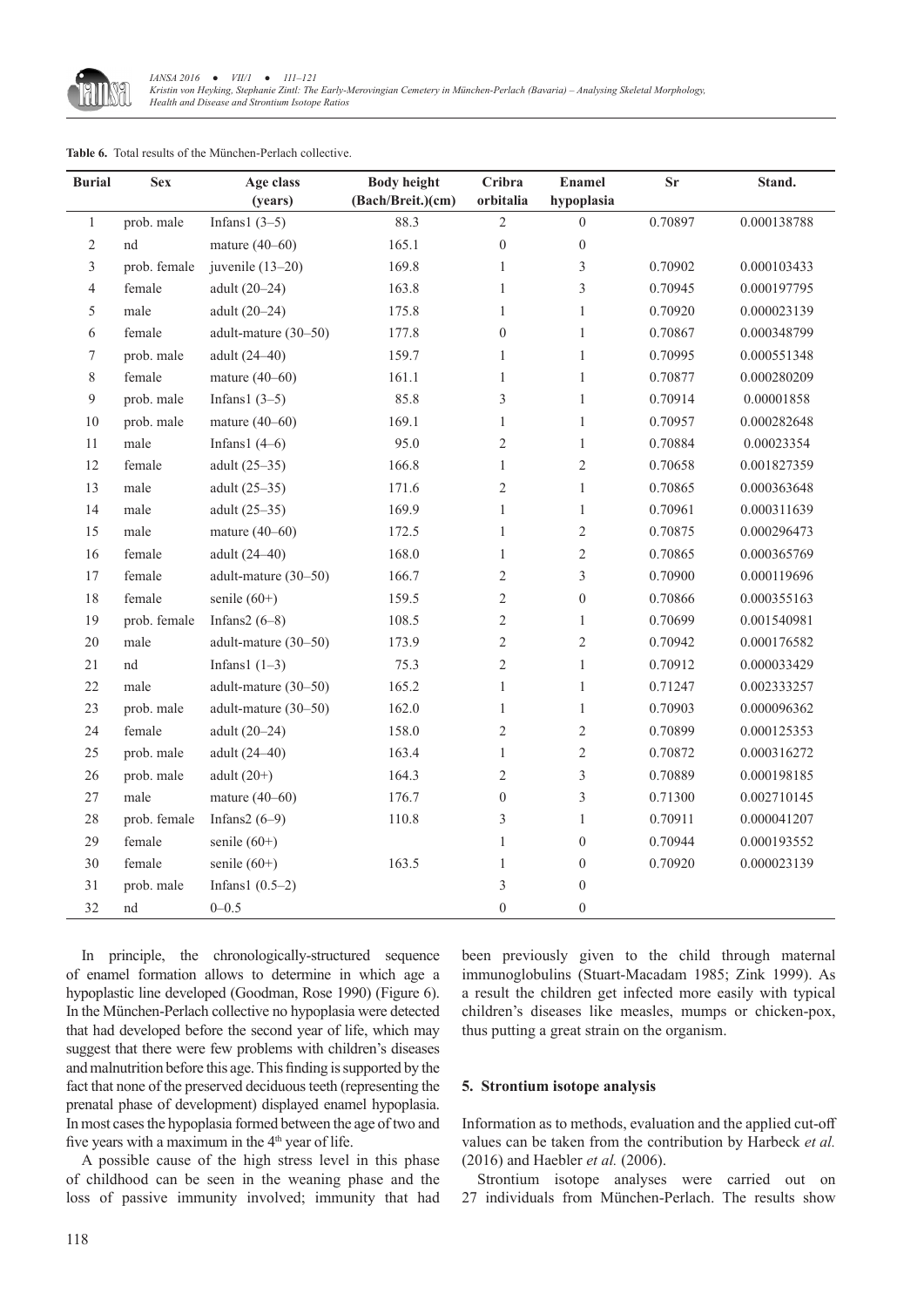**Table 6.** Total results of the München-Perlach collective.

| Burial | Sex | Age class (years) | Body height (Bach/Breit.)(cm) | Cribra orbitalia | Enamel hypoplasia | Sr | Stand. |
|---|---|---|---|---|---|---|---|
| 1 | prob. male | Infans1 (3–5) | 88.3 | 2 | 0 | 0.70897 | 0.000138788 |
| 2 | nd | mature (40–60) | 165.1 | 0 | 0 | | |
| 3 | prob. female | juvenile (13–20) | 169.8 | 1 | 3 | 0.70902 | 0.000103433 |
| 4 | female | adult (20–24) | 163.8 | 1 | 3 | 0.70945 | 0.000197795 |
| 5 | male | adult (20–24) | 175.8 | 1 | 1 | 0.70920 | 0.000023139 |
| 6 | female | adult-mature (30–50) | 177.8 | 0 | 1 | 0.70867 | 0.000348799 |
| 7 | prob. male | adult (24–40) | 159.7 | 1 | 1 | 0.70995 | 0.000551348 |
| 8 | female | mature (40–60) | 161.1 | 1 | 1 | 0.70877 | 0.000280209 |
| 9 | prob. male | Infans1 (3–5) | 85.8 | 3 | 1 | 0.70914 | 0.00001858 |
| 10 | prob. male | mature (40–60) | 169.1 | 1 | 1 | 0.70957 | 0.000282648 |
| 11 | male | Infans1 (4–6) | 95.0 | 2 | 1 | 0.70884 | 0.00023354 |
| 12 | female | adult (25–35) | 166.8 | 1 | 2 | 0.70658 | 0.001827359 |
| 13 | male | adult (25–35) | 171.6 | 2 | 1 | 0.70865 | 0.000363648 |
| 14 | male | adult (25–35) | 169.9 | 1 | 1 | 0.70961 | 0.000311639 |
| 15 | male | mature (40–60) | 172.5 | 1 | 2 | 0.70875 | 0.000296473 |
| 16 | female | adult (24–40) | 168.0 | 1 | 2 | 0.70865 | 0.000365769 |
| 17 | female | adult-mature (30–50) | 166.7 | 2 | 3 | 0.70900 | 0.000119696 |
| 18 | female | senile (60+) | 159.5 | 2 | 0 | 0.70866 | 0.000355163 |
| 19 | prob. female | Infans2 (6–8) | 108.5 | 2 | 1 | 0.70699 | 0.001540981 |
| 20 | male | adult-mature (30–50) | 173.9 | 2 | 2 | 0.70942 | 0.000176582 |
| 21 | nd | Infans1 (1–3) | 75.3 | 2 | 1 | 0.70912 | 0.000033429 |
| 22 | male | adult-mature (30–50) | 165.2 | 1 | 1 | 0.71247 | 0.002333257 |
| 23 | prob. male | adult-mature (30–50) | 162.0 | 1 | 1 | 0.70903 | 0.000096362 |
| 24 | female | adult (20–24) | 158.0 | 2 | 2 | 0.70899 | 0.000125353 |
| 25 | prob. male | adult (24–40) | 163.4 | 1 | 2 | 0.70872 | 0.000316272 |
| 26 | prob. male | adult (20+) | 164.3 | 2 | 3 | 0.70889 | 0.000198185 |
| 27 | male | mature (40–60) | 176.7 | 0 | 3 | 0.71300 | 0.002710145 |
| 28 | prob. female | Infans2 (6–9) | 110.8 | 3 | 1 | 0.70911 | 0.000041207 |
| 29 | female | senile (60+) | | 1 | 0 | 0.70944 | 0.000193552 |
| 30 | female | senile (60+) | 163.5 | 1 | 0 | 0.70920 | 0.000023139 |
| 31 | prob. male | Infans1 (0.5–2) | | 3 | 0 | | |
| 32 | nd | 0–0.5 | | 0 | 0 | | |

In principle, the chronologically-structured sequence of enamel formation allows to determine in which age a hypoplastic line developed (Goodman, Rose 1990) (Figure 6). In the München-Perlach collective no hypoplasia were detected that had developed before the second year of life, which may suggest that there were few problems with children's diseases and malnutrition before this age. This finding is supported by the fact that none of the preserved deciduous teeth (representing the prenatal phase of development) displayed enamel hypoplasia. In most cases the hypoplasia formed between the age of two and five years with a maximum in the 4th year of life.

A possible cause of the high stress level in this phase of childhood can be seen in the weaning phase and the loss of passive immunity involved; immunity that had been previously given to the child through maternal immunoglobulins (Stuart-Macadam 1985; Zink 1999). As a result the children get infected more easily with typical children's diseases like measles, mumps or chicken-pox, thus putting a great strain on the organism.

## 5. Strontium isotope analysis

Information as to methods, evaluation and the applied cut-off values can be taken from the contribution by Harbeck *et al.* (2016) and Haebler *et al.* (2006).

Strontium isotope analyses were carried out on 27 individuals from München-Perlach. The results show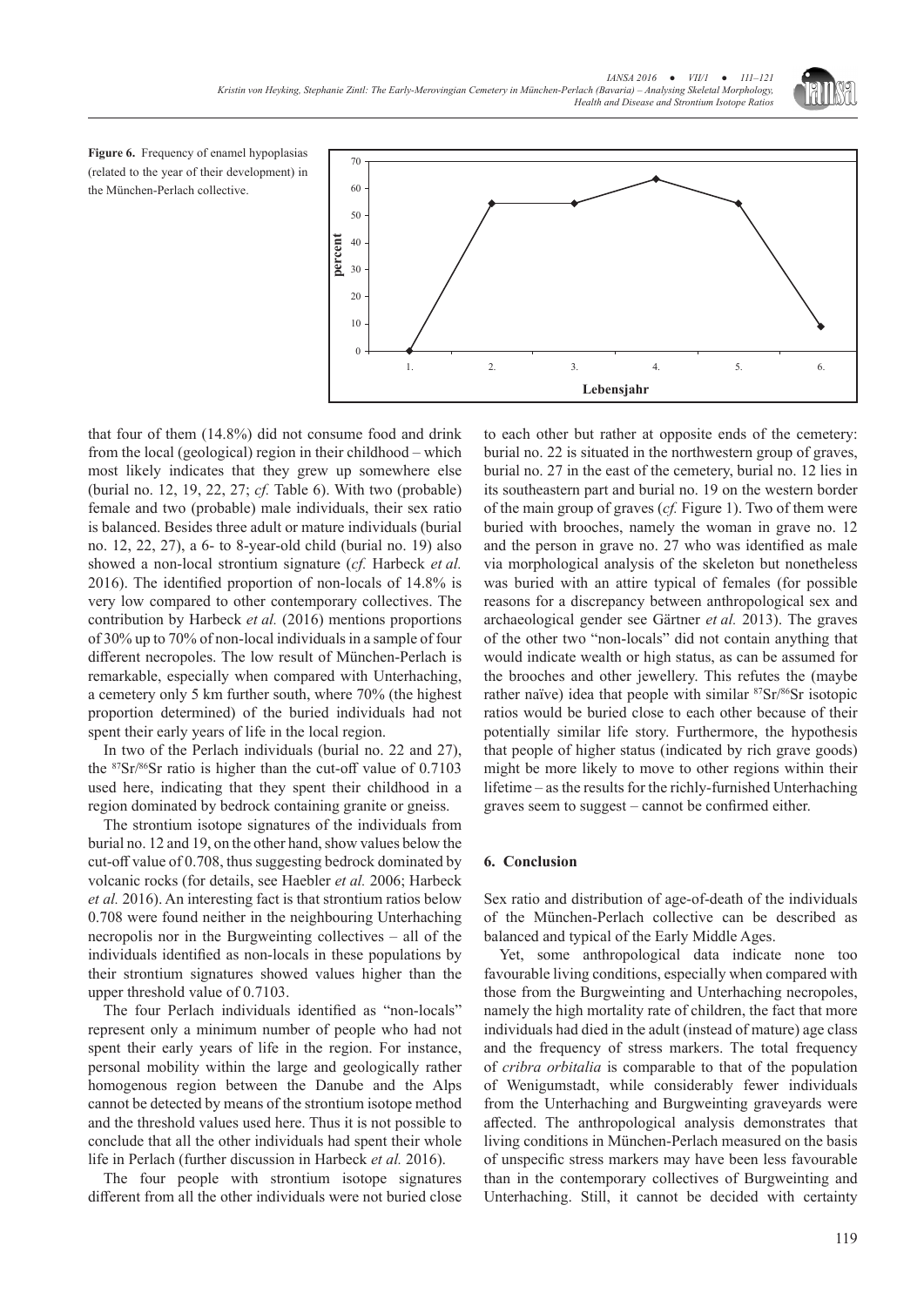**Figure 6.** Frequency of enamel hypoplasias (related to the year of their development) in the München-Perlach collective.

that four of them (14.8%) did not consume food and drink from the local (geological) region in their childhood – which most likely indicates that they grew up somewhere else (burial no. 12, 19, 22, 27; *cf.* Table 6). With two (probable) female and two (probable) male individuals, their sex ratio is balanced. Besides three adult or mature individuals (burial no. 12, 22, 27), a 6- to 8-year-old child (burial no. 19) also showed a non-local strontium signature (*cf.* Harbeck *et al.* 2016). The identified proportion of non-locals of 14.8% is very low compared to other contemporary collectives. The contribution by Harbeck *et al.* (2016) mentions proportions of 30% up to 70% of non-local individuals in a sample of four different necropoles. The low result of München-Perlach is remarkable, especially when compared with Unterhaching, a cemetery only 5 km further south, where 70% (the highest proportion determined) of the buried individuals had not spent their early years of life in the local region.

In two of the Perlach individuals (burial no. 22 and 27), the $^{87}Sr/^{86}Sr$ ratio is higher than the cut-off value of 0.7103 used here, indicating that they spent their childhood in a region dominated by bedrock containing granite or gneiss.

The strontium isotope signatures of the individuals from burial no. 12 and 19, on the other hand, show values below the cut-off value of 0.708, thus suggesting bedrock dominated by volcanic rocks (for details, see Haebler *et al.* 2006; Harbeck *et al.* 2016). An interesting fact is that strontium ratios below 0.708 were found neither in the neighbouring Unterhaching necropolis nor in the Burgweinting collectives – all of the individuals identified as non-locals in these populations by their strontium signatures showed values higher than the upper threshold value of 0.7103.

The four Perlach individuals identified as "non-locals" represent only a minimum number of people who had not spent their early years of life in the region. For instance, personal mobility within the large and geologically rather homogenous region between the Danube and the Alps cannot be detected by means of the strontium isotope method and the threshold values used here. Thus it is not possible to conclude that all the other individuals had spent their whole life in Perlach (further discussion in Harbeck *et al.* 2016).

The four people with strontium isotope signatures different from all the other individuals were not buried close to each other but rather at opposite ends of the cemetery: burial no. 22 is situated in the northwestern group of graves, burial no. 27 in the east of the cemetery, burial no. 12 lies in its southeastern part and burial no. 19 on the western border of the main group of graves (*cf.* Figure 1). Two of them were buried with brooches, namely the woman in grave no. 12 and the person in grave no. 27 who was identified as male via morphological analysis of the skeleton but nonetheless was buried with an attire typical of females (for possible reasons for a discrepancy between anthropological sex and archaeological gender see Gärtner *et al.* 2013). The graves of the other two "non-locals" did not contain anything that would indicate wealth or high status, as can be assumed for the brooches and other jewellery. This refutes the (maybe rather naïve) idea that people with similar $^{87}Sr/^{86}Sr$ isotopic ratios would be buried close to each other because of their potentially similar life story. Furthermore, the hypothesis that people of higher status (indicated by rich grave goods) might be more likely to move to other regions within their lifetime – as the results for the richly-furnished Unterhaching graves seem to suggest – cannot be confirmed either.

## 6. Conclusion

Sex ratio and distribution of age-of-death of the individuals of the München-Perlach collective can be described as balanced and typical of the Early Middle Ages.

Yet, some anthropological data indicate none too favourable living conditions, especially when compared with those from the Burgweinting and Unterhaching necropoles, namely the high mortality rate of children, the fact that more individuals had died in the adult (instead of mature) age class and the frequency of stress markers. The total frequency of *cribra orbitalia* is comparable to that of the population of Wenigumstadt, while considerably fewer individuals from the Unterhaching and Burgweinting graveyards were affected. The anthropological analysis demonstrates that living conditions in München-Perlach measured on the basis of unspecific stress markers may have been less favourable than in the contemporary collectives of Burgweinting and Unterhaching. Still, it cannot be decided with certainty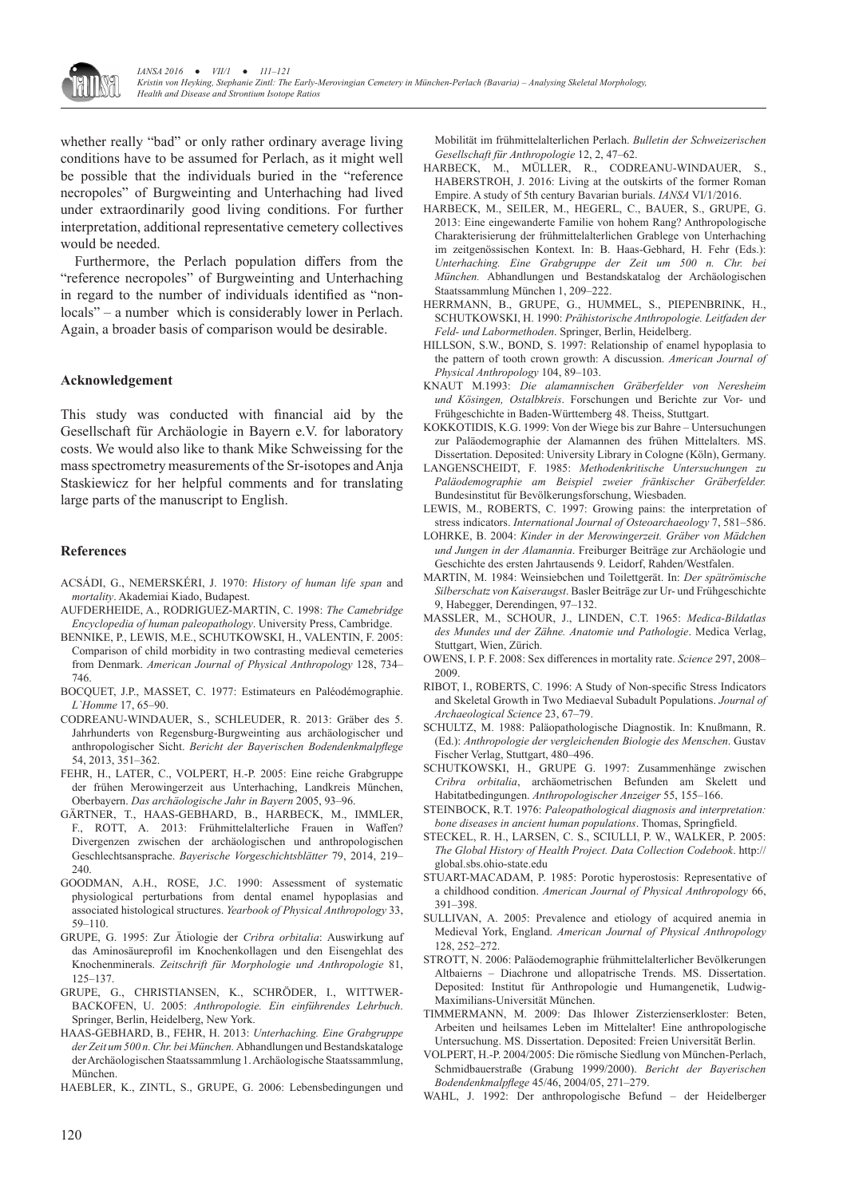whether really "bad" or only rather ordinary average living conditions have to be assumed for Perlach, as it might well be possible that the individuals buried in the "reference necropoles" of Burgweinting and Unterhaching had lived under extraordinarily good living conditions. For further interpretation, additional representative cemetery collectives would be needed.

Furthermore, the Perlach population differs from the "reference necropoles" of Burgweinting and Unterhaching in regard to the number of individuals identified as "non-locals" – a number which is considerably lower in Perlach. Again, a broader basis of comparison would be desirable.

### Acknowledgement

This study was conducted with financial aid by the Gesellschaft für Archäologie in Bayern e.V. for laboratory costs. We would also like to thank Mike Schweissing for the mass spectrometry measurements of the Sr-isotopes and Anja Staskiewicz for her helpful comments and for translating large parts of the manuscript to English.

### References

ACSÁDI, G., NEMERSKÉRI, J. 1970: *History of human life span* and *mortality*. Akademiai Kiado, Budapest.

AUFDERHEIDE, A., RODRIGUEZ-MARTIN, C. 1998: *The Camebridge Encyclopedia of human paleopathology*. University Press, Cambridge.

BENNIKE, P., LEWIS, M.E., SCHUTKOWSKI, H., VALENTIN, F. 2005: Comparison of child morbidity in two contrasting medieval cemeteries from Denmark. *American Journal of Physical Anthropology* 128, 734–746.

BOCQUET, J.P., MASSET, C. 1977: Estimateurs en Paléodémographie. *L`Homme* 17, 65–90.

CODREANU-WINDAUER, S., SCHLEUDER, R. 2013: Gräber des 5. Jahrhunderts von Regensburg-Burgweinting aus archäologischer und anthropologischer Sicht. *Bericht der Bayerischen Bodendenkmalpflege* 54, 2013, 351–362.

FEHR, H., LATER, C., VOLPERT, H.-P. 2005: Eine reiche Grabgruppe der frühen Merowingerzeit aus Unterhaching, Landkreis München, Oberbayern. *Das archäologische Jahr in Bayern* 2005, 93–96.

GÄRTNER, T., HAAS-GEBHARD, B., HARBECK, M., IMMLER, F., ROTT, A. 2013: Frühmittelalterliche Frauen in Waffen? Divergenzen zwischen der archäologischen und anthropologischen Geschlechtsansprache. *Bayerische Vorgeschichtsblätter* 79, 2014, 219–240.

GOODMAN, A.H., ROSE, J.C. 1990: Assessment of systematic physiological perturbations from dental enamel hypoplasias and associated histological structures. *Yearbook of Physical Anthropology* 33, 59–110.

GRUPE, G. 1995: Zur Ätiologie der *Cribra orbitalia*: Auswirkung auf das Aminosäureprofil im Knochenkollagen und den Eisengehlat des Knochenminerals. *Zeitschrift für Morphologie und Anthropologie* 81, 125–137.

GRUPE, G., CHRISTIANSEN, K., SCHRÖDER, I., WITTWER-BACKOFEN, U. 2005: *Anthropologie. Ein einführendes Lehrbuch*. Springer, Berlin, Heidelberg, New York.

HAAS-GEBHARD, B., FEHR, H. 2013: *Unterhaching. Eine Grabgruppe der Zeit um 500 n. Chr. bei München.* Abhandlungen und Bestandskataloge der Archäologischen Staatssammlung 1. Archäologische Staatssammlung, München.

HAEBLER, K., ZINTL, S., GRUPE, G. 2006: Lebensbedingungen und Mobilität im frühmittelalterlichen Perlach. *Bulletin der Schweizerischen Gesellschaft für Anthropologie* 12, 2, 47–62.

HARBECK, M., MÜLLER, R., CODREANU-WINDAUER, S., HABERSTROH, J. 2016: Living at the outskirts of the former Roman Empire. A study of 5th century Bavarian burials. *IANSA* VI/1/2016.

HARBECK, M., SEILER, M., HEGERL, C., BAUER, S., GRUPE, G. 2013: Eine eingewanderte Familie von hohem Rang? Anthropologische Charakterisierung der frühmittelalterlichen Grablege von Unterhaching im zeitgenössischen Kontext. In: B. Haas-Gebhard, H. Fehr (Eds.): *Unterhaching. Eine Grabgruppe der Zeit um 500 n. Chr. bei München.* Abhandlungen und Bestandskatalog der Archäologischen Staatssammlung München 1, 209–222.

HERRMANN, B., GRUPE, G., HUMMEL, S., PIEPENBRINK, H., SCHUTKOWSKI, H. 1990: *Prähistorische Anthropologie. Leitfaden der Feld- und Labormethoden*. Springer, Berlin, Heidelberg.

HILLSON, S.W., BOND, S. 1997: Relationship of enamel hypoplasia to the pattern of tooth crown growth: A discussion. *American Journal of Physical Anthropology* 104, 89–103.

KNAUT M.1993: *Die alamannischen Gräberfelder von Neresheim und Kösingen, Ostalbkreis*. Forschungen und Berichte zur Vor- und Frühgeschichte in Baden-Württemberg 48. Theiss, Stuttgart.

KOKKOTIDIS, K.G. 1999: Von der Wiege bis zur Bahre – Untersuchungen zur Paläodemographie der Alamannen des frühen Mittelalters. MS. Dissertation. Deposited: University Library in Cologne (Köln), Germany.

LANGENSCHEIDT, F. 1985: *Methodenkritische Untersuchungen zu Paläodemographie am Beispiel zweier fränkischer Gräberfelder.* Bundesinstitut für Bevölkerungsforschung, Wiesbaden.

LEWIS, M., ROBERTS, C. 1997: Growing pains: the interpretation of stress indicators. *International Journal of Osteoarchaeology* 7, 581–586.

LOHRKE, B. 2004: *Kinder in der Merowingerzeit. Gräber von Mädchen und Jungen in der Alamannia*. Freiburger Beiträge zur Archäologie und Geschichte des ersten Jahrtausends 9. Leidorf, Rahden/Westfalen.

MARTIN, M. 1984: Weinsiebchen und Toilettgerät. In: *Der spätrömische Silberschatz von Kaiseraugst*. Basler Beiträge zur Ur- und Frühgeschichte 9, Habegger, Derendingen, 97–132.

MASSLER, M., SCHOUR, J., LINDEN, C.T. 1965: *Medica-Bildatlas des Mundes und der Zähne. Anatomie und Pathologie*. Medica Verlag, Stuttgart, Wien, Zürich.

OWENS, I. P. F. 2008: Sex differences in mortality rate. *Science* 297, 2008–2009.

RIBOT, I., ROBERTS, C. 1996: A Study of Non-specific Stress Indicators and Skeletal Growth in Two Mediaeval Subadult Populations. *Journal of Archaeological Science* 23, 67–79.

SCHULTZ, M. 1988: Paläopathologische Diagnostik. In: Knußmann, R. (Ed.): *Anthropologie der vergleichenden Biologie des Menschen*. Gustav Fischer Verlag, Stuttgart, 480–496.

SCHUTKOWSKI, H., GRUPE G. 1997: Zusammenhänge zwischen *Cribra orbitalia*, archäometrischen Befunden am Skelett und Habitatbedingungen. *Anthropologischer Anzeiger* 55, 155–166.

STEINBOCK, R.T. 1976: *Paleopathological diagnosis and interpretation: bone diseases in ancient human populations*. Thomas, Springfield.

STECKEL, R. H., LARSEN, C. S., SCIULLI, P. W., WALKER, P. 2005: *The Global History of Health Project. Data Collection Codebook*. http://global.sbs.ohio-state.edu

STUART-MACADAM, P. 1985: Porotic hyperostosis: Representative of a childhood condition. *American Journal of Physical Anthropology* 66, 391–398.

SULLIVAN, A. 2005: Prevalence and etiology of acquired anemia in Medieval York, England. *American Journal of Physical Anthropology* 128, 252–272.

STROTT, N. 2006: Paläodemographie frühmittelalterlicher Bevölkerungen Altbaierns – Diachrone und allopatrische Trends. MS. Dissertation. Deposited: Institut für Anthropologie und Humangenetik, Ludwig-Maximilians-Universität München.

TIMMERMANN, M. 2009: Das Ihlower Zisterzienserkloster: Beten, Arbeiten und heilsames Leben im Mittelalter! Eine anthropologische Untersuchung. MS. Dissertation. Deposited: Freien Universität Berlin.

VOLPERT, H.-P. 2004/2005: Die römische Siedlung von München-Perlach, Schmidbauerstraße (Grabung 1999/2000). *Bericht der Bayerischen Bodendenkmalpflege* 45/46, 2004/05, 271–279.

WAHL, J. 1992: Der anthropologische Befund – der Heidelberger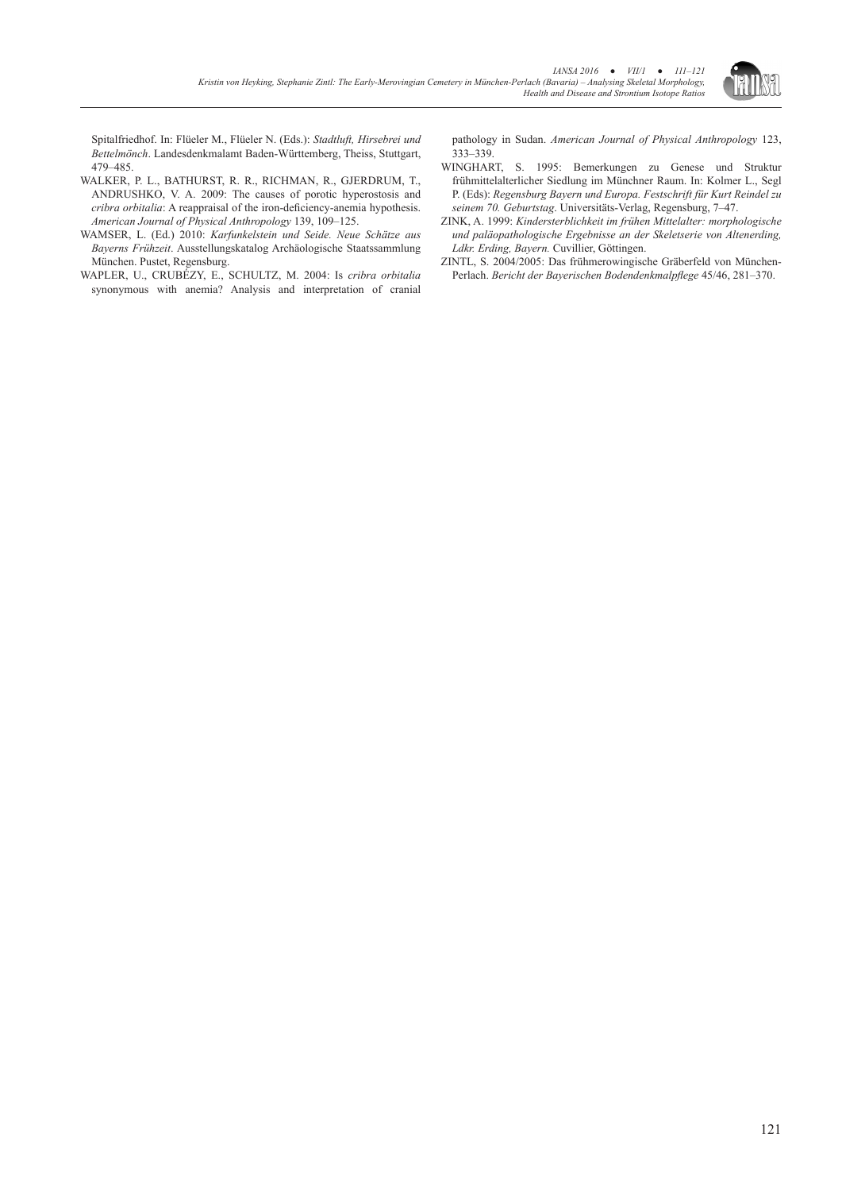Spitalfriedhof. In: Flüeler M., Flüeler N. (Eds.): *Stadtluft, Hirsebrei und Bettelmönch*. Landesdenkmalamt Baden-Württemberg, Theiss, Stuttgart, 479–485.

WALKER, P. L., BATHURST, R. R., RICHMAN, R., GJERDRUM, T., ANDRUSHKO, V. A. 2009: The causes of porotic hyperostosis and *cribra orbitalia*: A reappraisal of the iron-deficiency-anemia hypothesis. *American Journal of Physical Anthropology* 139, 109–125.

WAMSER, L. (Ed.) 2010: *Karfunkelstein und Seide. Neue Schätze aus Bayerns Frühzeit*. Ausstellungskatalog Archäologische Staatssammlung München. Pustet, Regensburg.

WAPLER, U., CRUBÉZY, E., SCHULTZ, M. 2004: Is *cribra orbitalia* synonymous with anemia? Analysis and interpretation of cranial pathology in Sudan. *American Journal of Physical Anthropology* 123, 333–339.

WINGHART, S. 1995: Bemerkungen zu Genese und Struktur frühmittelalterlicher Siedlung im Münchner Raum. In: Kolmer L., Segl P. (Eds): *Regensburg Bayern und Europa. Festschrift für Kurt Reindel zu seinem 70. Geburtstag*. Universitäts-Verlag, Regensburg, 7–47.

ZINK, A. 1999: *Kindersterblichkeit im frühen Mittelalter: morphologische und paläopathologische Ergebnisse an der Skeletserie von Altenerding, Ldkr. Erding, Bayern.* Cuvillier, Göttingen.

ZINTL, S. 2004/2005: Das frühmerowingische Gräberfeld von München-Perlach. *Bericht der Bayerischen Bodendenkmalpflege* 45/46, 281–370.